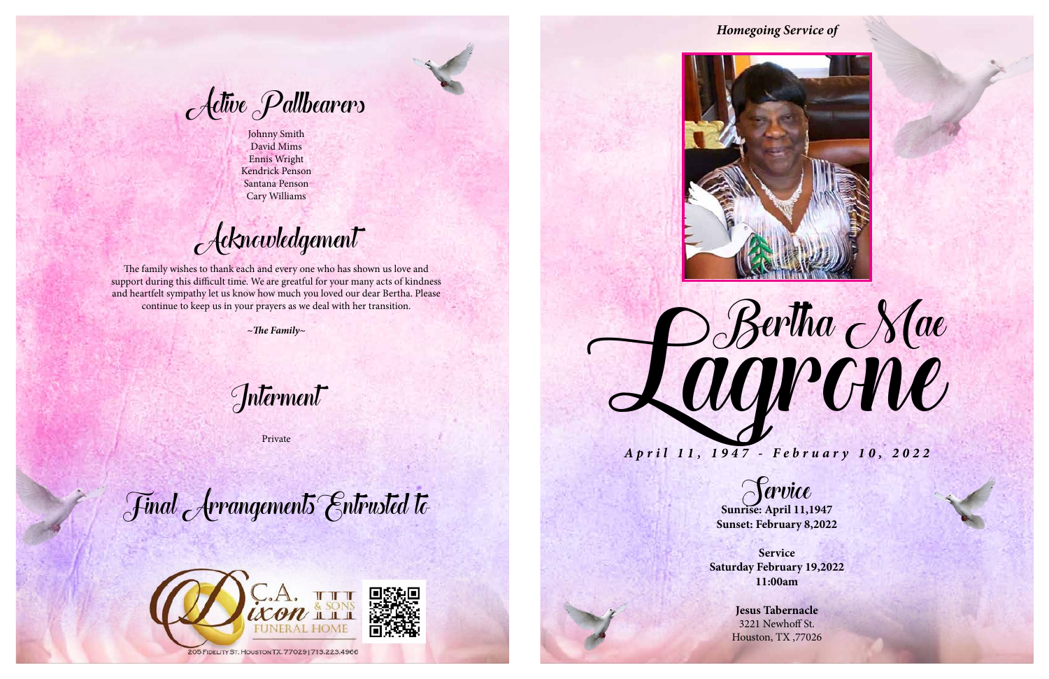## Active Pallbearers

Johnny Smith
David Mims
Ennis Wright
Kendrick Penson
Santana Penson
Cary Williams

## Acknowledgement

The family wishes to thank each and every one who has shown us love and support during this difficult time. We are greatful for your many acts of kindness and heartfelt sympathy let us know how much you loved our dear Bertha. Please continue to keep us in your prayers as we deal with her transition.

*~The Family~*

## Interment

Private

## Final Arrangements Entrusted to

C.A. Dixon III & Sons Funeral Home

205 Fidelity St. Houston TX. 77029 | 713.223.4900

*Homegoing Service of*

# Bertha Mae Lagrone

*April 11, 1947 - February 10, 2022*

## Service

**Sunrise: April 11,1947**
**Sunset: February 8,2022**

**Service**
**Saturday February 19,2022**
**11:00am**

**Jesus Tabernacle**
3221 Newhoff St.
Houston, TX ,77026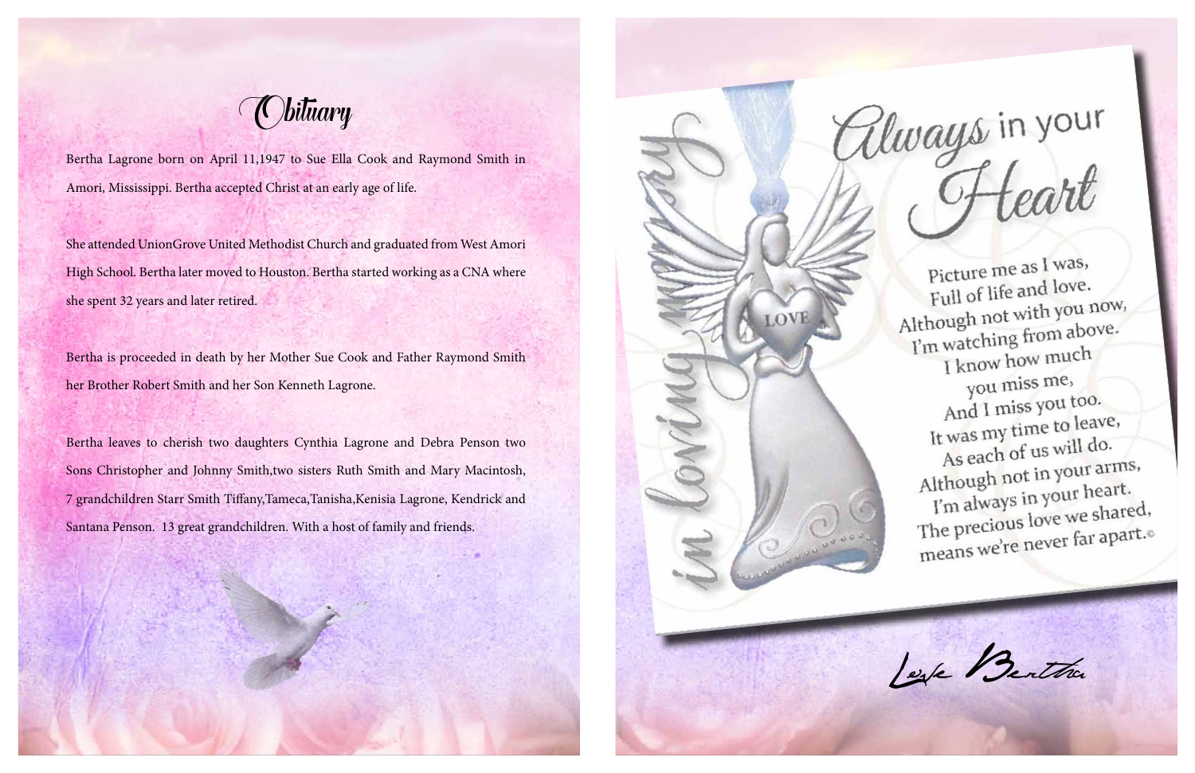# Obituary

Bertha Lagrone born on April 11,1947 to Sue Ella Cook and Raymond Smith in Amori, Mississippi. Bertha accepted Christ at an early age of life.

She attended UnionGrove United Methodist Church and graduated from West Amori High School. Bertha later moved to Houston. Bertha started working as a CNA where she spent 32 years and later retired.

Bertha is proceeded in death by her Mother Sue Cook and Father Raymond Smith her Brother Robert Smith and her Son Kenneth Lagrone.

Bertha leaves to cherish two daughters Cynthia Lagrone and Debra Penson two Sons Christopher and Johnny Smith,two sisters Ruth Smith and Mary Macintosh, 7 grandchildren Starr Smith Tiffany,Tameca,Tanisha,Kenisia Lagrone, Kendrick and Santana Penson. 13 great grandchildren. With a host of family and friends.

*in loving memory*

## Always in your Heart

Picture me as I was,
Full of life and love.
Although not with you now,
I'm watching from above.
I know how much
you miss me,
And I miss you too.
It was my time to leave,
As each of us will do.
Although not in your arms,
I'm always in your heart.
The precious love we shared,
means we're never far apart.©

*Love Bertha*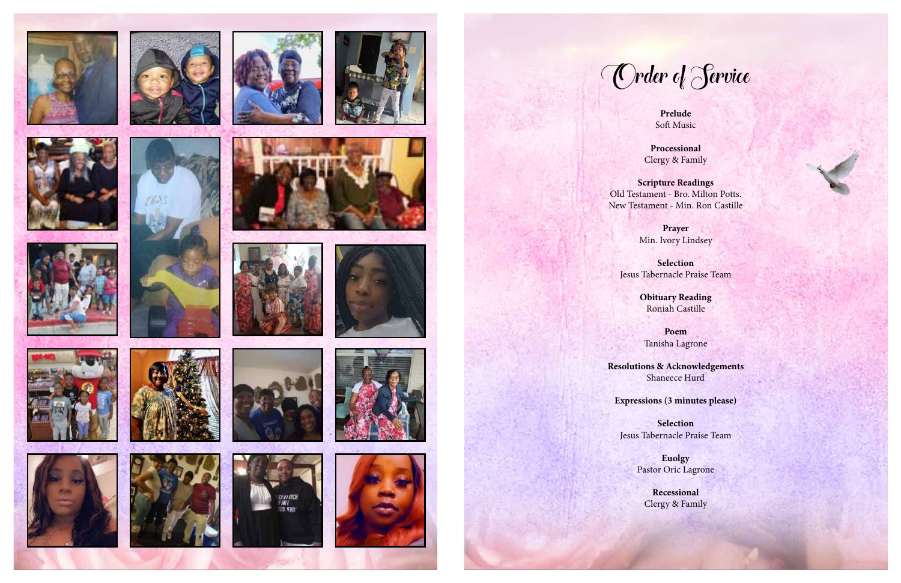# Order of Service

**Prelude**
Soft Music

**Processional**
Clergy & Family

**Scripture Readings**
Old Testament - Bro. Milton Potts.
New Testament - Min. Ron Castille

**Prayer**
Min. Ivory Lindsey

**Selection**
Jesus Tabernacle Praise Team

**Obituary Reading**
Roniah Castille

**Poem**
Tanisha Lagrone

**Resolutions & Acknowledgements**
Shaneece Hurd

**Expressions (3 minutes please)**

**Selection**
Jesus Tabernacle Praise Team

**Euolgy**
Pastor Oric Lagrone

**Recessional**
Clergy & Family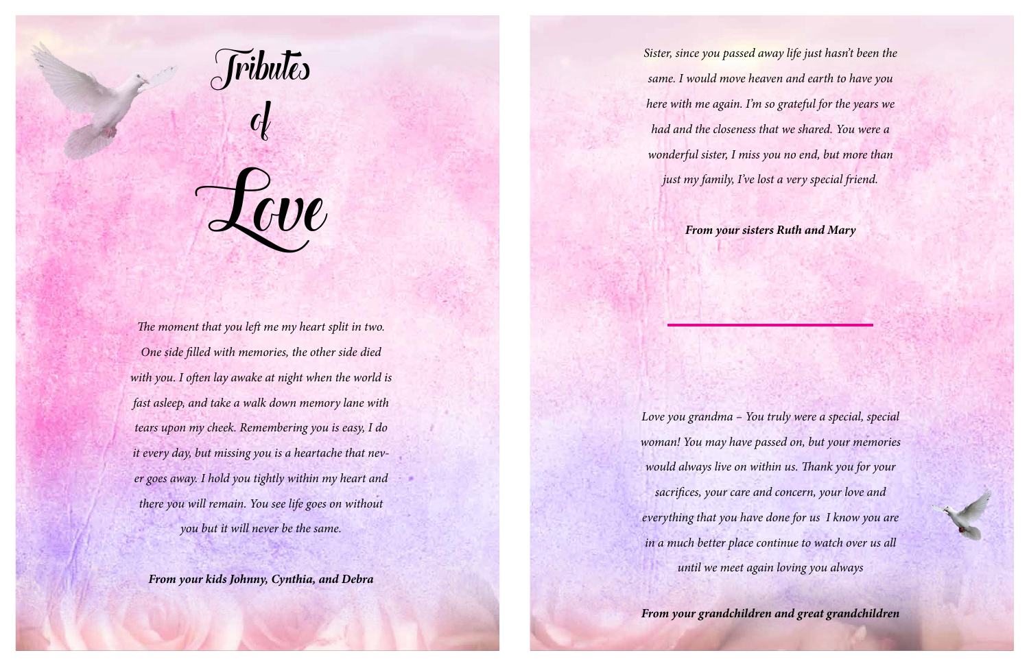# Tributes of Love

*The moment that you left me my heart split in two. One side filled with memories, the other side died with you. I often lay awake at night when the world is fast asleep, and take a walk down memory lane with tears upon my cheek. Remembering you is easy, I do it every day, but missing you is a heartache that never goes away. I hold you tightly within my heart and there you will remain. You see life goes on without you but it will never be the same.*

***From your kids Johnny, Cynthia, and Debra***

*Sister, since you passed away life just hasn't been the same. I would move heaven and earth to have you here with me again. I'm so grateful for the years we had and the closeness that we shared. You were a wonderful sister, I miss you no end, but more than just my family, I've lost a very special friend.*

***From your sisters Ruth and Mary***

---

*Love you grandma – You truly were a special, special woman! You may have passed on, but your memories would always live on within us. Thank you for your sacrifices, your care and concern, your love and everything that you have done for us  I know you are in a much better place continue to watch over us all until we meet again loving you always*

***From your grandchildren and great grandchildren***